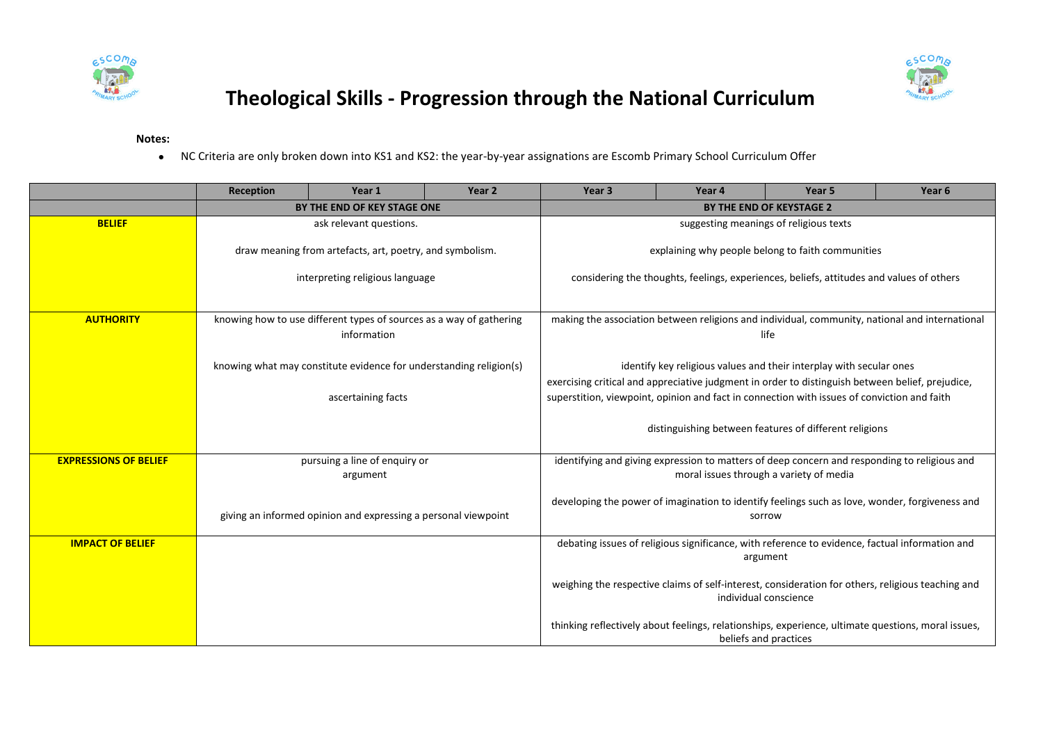# Theological Skills - Progression through the National Curriculum

**Notes:**

- NC Criteria are only broken down into KS1 and KS2: the year-by-year assignations are Escomb Primary School Curriculum Offer

| | Reception | Year 1 | Year 2 | Year 3 | Year 4 | Year 5 | Year 6 |
|---|---|---|---|---|---|---|---|
| | BY THE END OF KEY STAGE ONE | | | BY THE END OF KEYSTAGE 2 | | | |
| **BELIEF** | ask relevant questions.<br><br>draw meaning from artefacts, art, poetry, and symbolism.<br><br>interpreting religious language | | | suggesting meanings of religious texts<br><br>explaining why people belong to faith communities<br><br>considering the thoughts, feelings, experiences, beliefs, attitudes and values of others | | | |
| **AUTHORITY** | knowing how to use different types of sources as a way of gathering information<br><br>knowing what may constitute evidence for understanding religion(s)<br><br>ascertaining facts | | | making the association between religions and individual, community, national and international life<br><br>identify key religious values and their interplay with secular ones<br>exercising critical and appreciative judgment in order to distinguish between belief, prejudice, superstition, viewpoint, opinion and fact in connection with issues of conviction and faith<br><br>distinguishing between features of different religions | | | |
| **EXPRESSIONS OF BELIEF** | pursuing a line of enquiry or argument<br><br>giving an informed opinion and expressing a personal viewpoint | | | identifying and giving expression to matters of deep concern and responding to religious and moral issues through a variety of media<br><br>developing the power of imagination to identify feelings such as love, wonder, forgiveness and sorrow | | | |
| **IMPACT OF BELIEF** | | | | debating issues of religious significance, with reference to evidence, factual information and argument<br><br>weighing the respective claims of self-interest, consideration for others, religious teaching and individual conscience<br><br>thinking reflectively about feelings, relationships, experience, ultimate questions, moral issues, beliefs and practices | | | |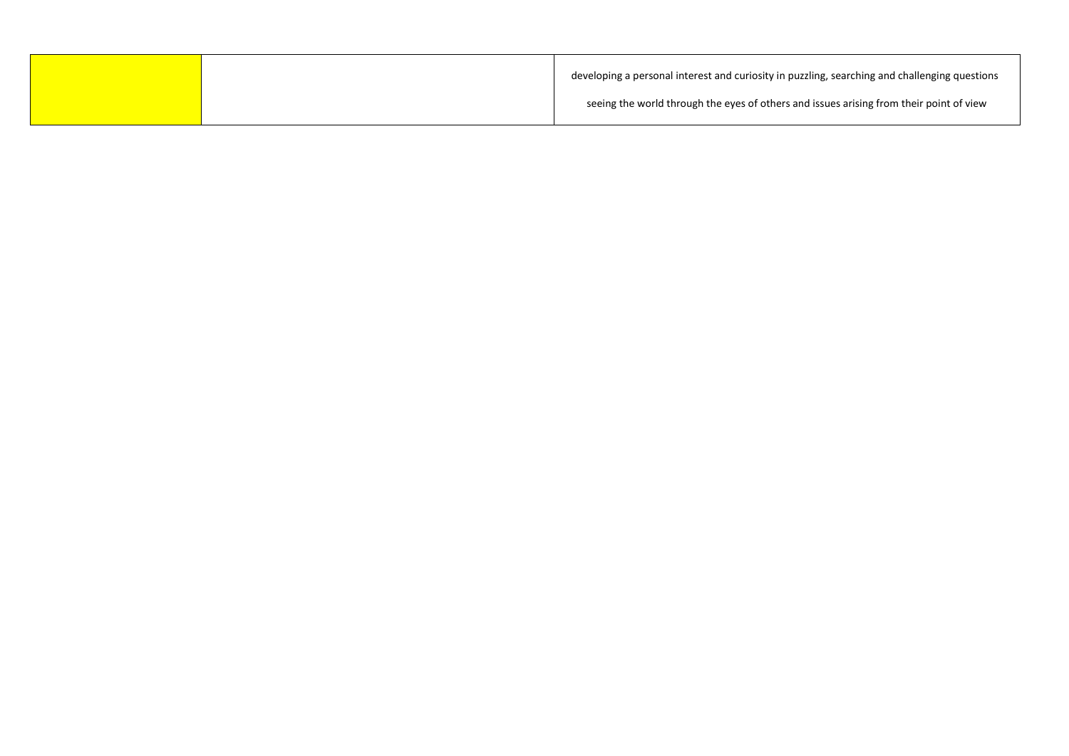| | | |
|---|---|---|
| | | developing a personal interest and curiosity in puzzling, searching and challenging questions<br><br>seeing the world through the eyes of others and issues arising from their point of view |